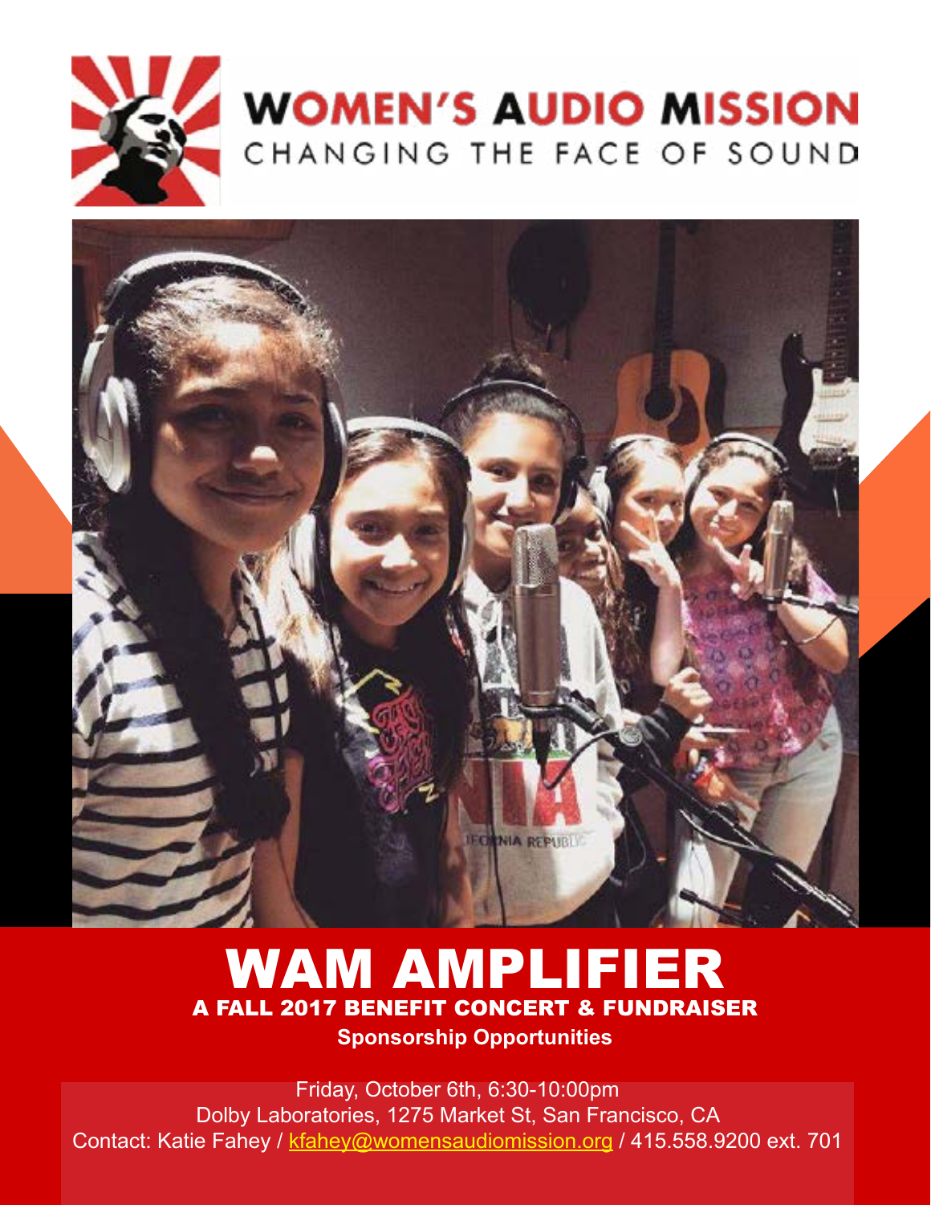# WOMEN'S AUDIO MISSION

CHANGING THE FACE OF SOUND

# WAM AMPLIFIER

## A FALL 2017 BENEFIT CONCERT & FUNDRAISER

**Sponsorship Opportunities**

Friday, October 6th, 6:30-10:00pm

Dolby Laboratories, 1275 Market St, San Francisco, CA

Contact: Katie Fahey / kfahey@womensaudiomission.org / 415.558.9200 ext. 701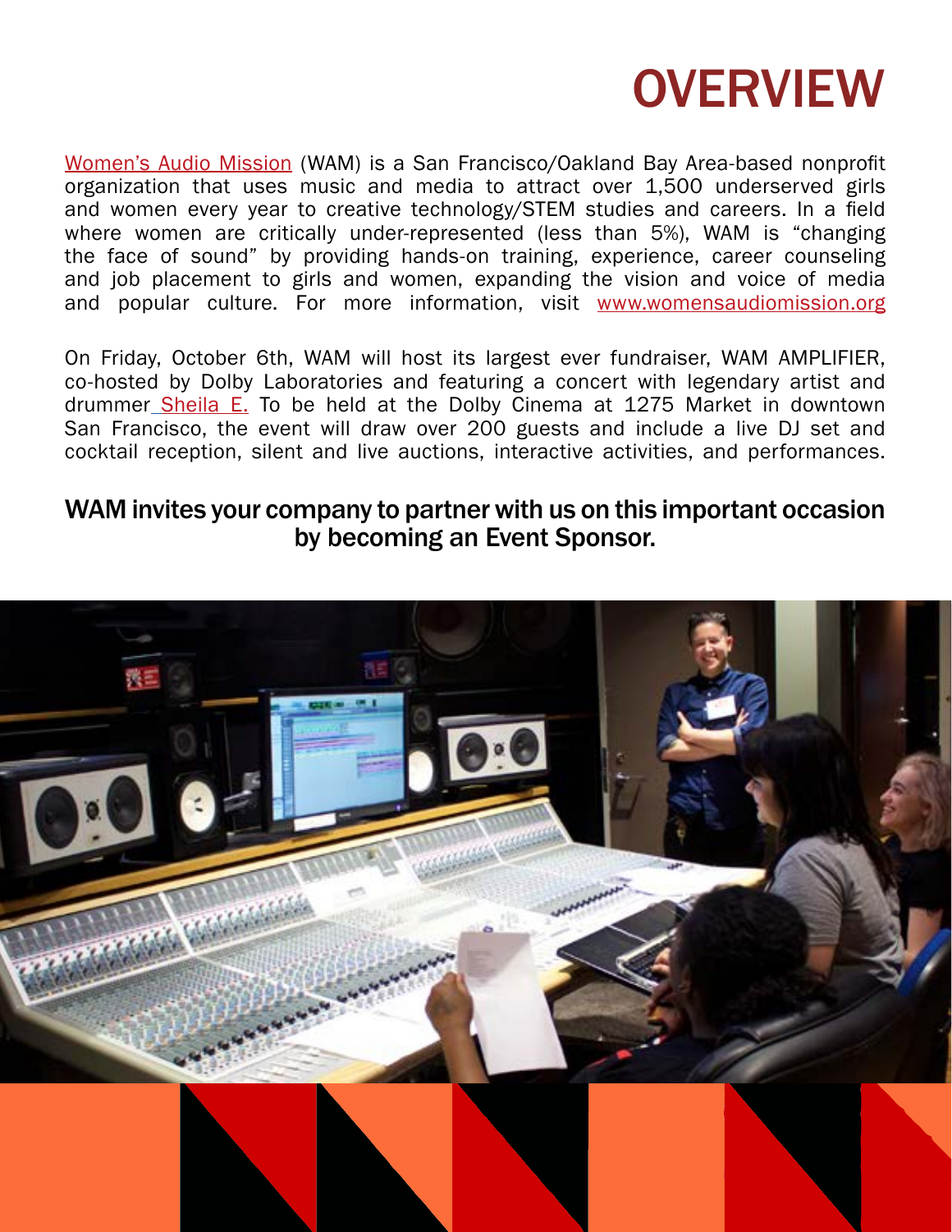# OVERVIEW

Women's Audio Mission (WAM) is a San Francisco/Oakland Bay Area-based nonprofit organization that uses music and media to attract over 1,500 underserved girls and women every year to creative technology/STEM studies and careers. In a field where women are critically under-represented (less than 5%), WAM is "changing the face of sound" by providing hands-on training, experience, career counseling and job placement to girls and women, expanding the vision and voice of media and popular culture. For more information, visit www.womensaudiomission.org

On Friday, October 6th, WAM will host its largest ever fundraiser, WAM AMPLIFIER, co-hosted by Dolby Laboratories and featuring a concert with legendary artist and drummer Sheila E. To be held at the Dolby Cinema at 1275 Market in downtown San Francisco, the event will draw over 200 guests and include a live DJ set and cocktail reception, silent and live auctions, interactive activities, and performances.

## WAM invites your company to partner with us on this important occasion by becoming an Event Sponsor.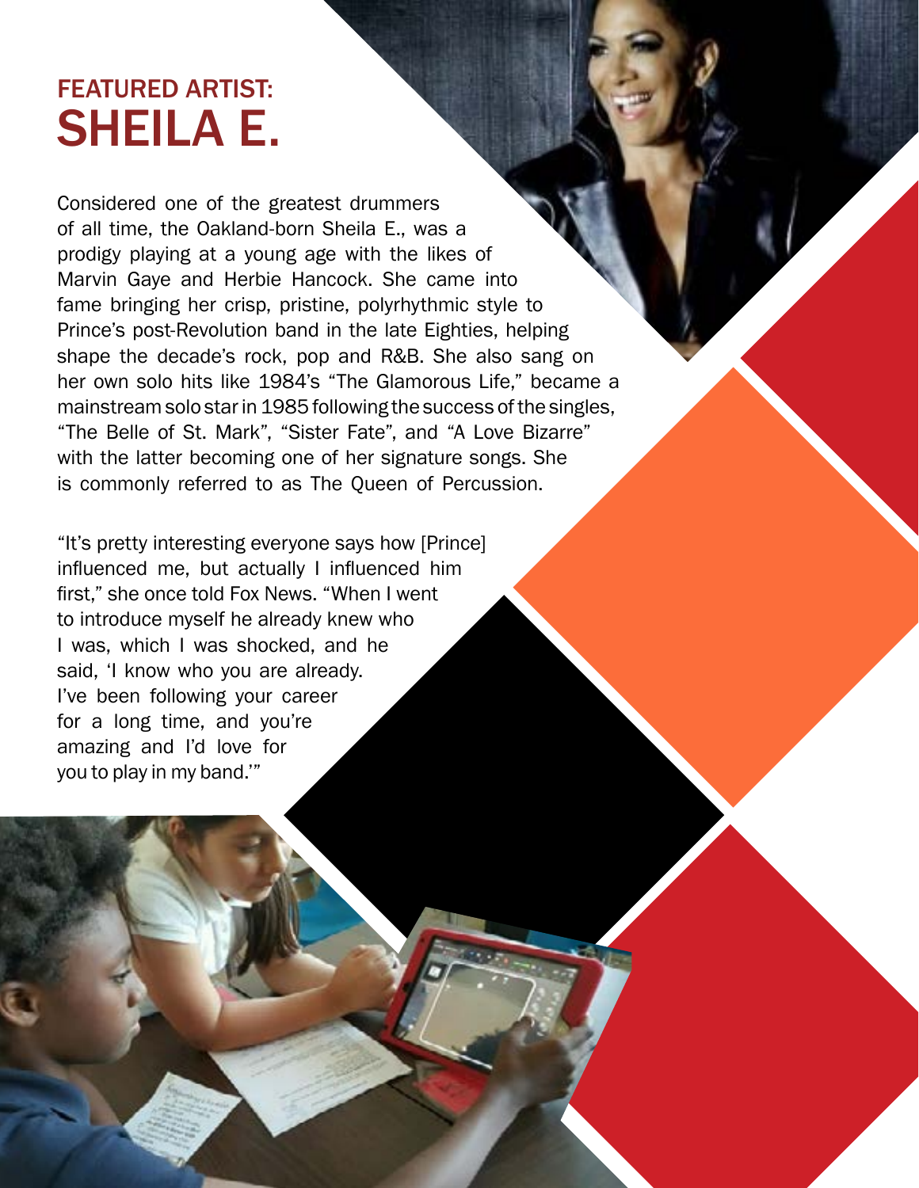## FEATURED ARTIST:
# SHEILA E.

Considered one of the greatest drummers of all time, the Oakland-born Sheila E., was a prodigy playing at a young age with the likes of Marvin Gaye and Herbie Hancock. She came into fame bringing her crisp, pristine, polyrhythmic style to Prince's post-Revolution band in the late Eighties, helping shape the decade's rock, pop and R&B. She also sang on her own solo hits like 1984's "The Glamorous Life," became a mainstream solo star in 1985 following the success of the singles, "The Belle of St. Mark", "Sister Fate", and "A Love Bizarre" with the latter becoming one of her signature songs. She is commonly referred to as The Queen of Percussion.

"It's pretty interesting everyone says how [Prince] influenced me, but actually I influenced him first," she once told Fox News. "When I went to introduce myself he already knew who I was, which I was shocked, and he said, 'I know who you are already. I've been following your career for a long time, and you're amazing and I'd love for you to play in my band.'"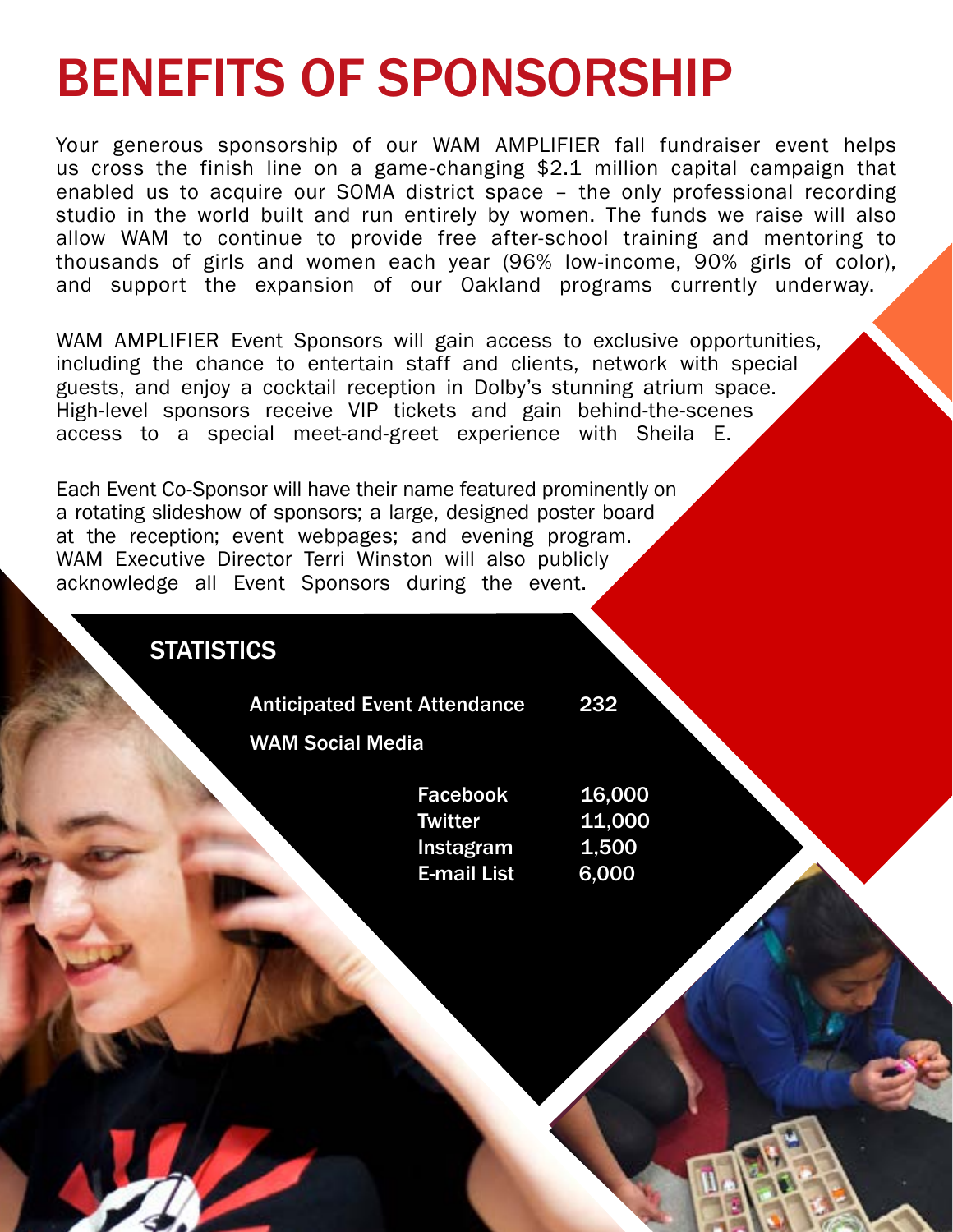# BENEFITS OF SPONSORSHIP

Your generous sponsorship of our WAM AMPLIFIER fall fundraiser event helps us cross the finish line on a game-changing $2.1 million capital campaign that enabled us to acquire our SOMA district space – the only professional recording studio in the world built and run entirely by women. The funds we raise will also allow WAM to continue to provide free after-school training and mentoring to thousands of girls and women each year (96% low-income, 90% girls of color), and support the expansion of our Oakland programs currently underway.

WAM AMPLIFIER Event Sponsors will gain access to exclusive opportunities, including the chance to entertain staff and clients, network with special guests, and enjoy a cocktail reception in Dolby's stunning atrium space. High-level sponsors receive VIP tickets and gain behind-the-scenes access to a special meet-and-greet experience with Sheila E.

Each Event Co-Sponsor will have their name featured prominently on a rotating slideshow of sponsors; a large, designed poster board at the reception; event webpages; and evening program. WAM Executive Director Terri Winston will also publicly acknowledge all Event Sponsors during the event.

## STATISTICS

| | | |
|---|---|---|
| **Anticipated Event Attendance** | | **232** |
| **WAM Social Media** | | |
| | **Facebook** | **16,000** |
| | **Twitter** | **11,000** |
| | **Instagram** | **1,500** |
| | **E-mail List** | **6,000** |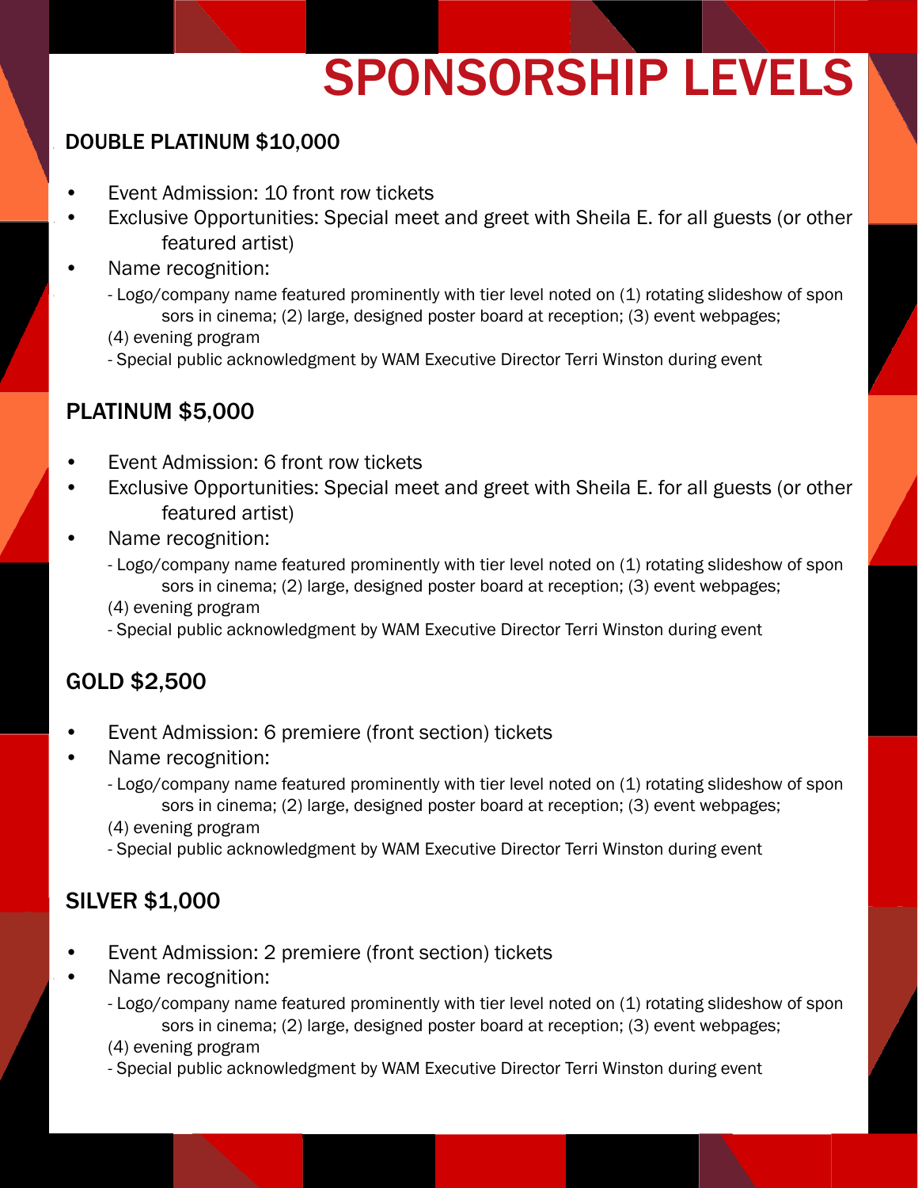# SPONSORSHIP LEVELS

## DOUBLE PLATINUM $10,000

- Event Admission: 10 front row tickets
- Exclusive Opportunities: Special meet and greet with Sheila E. for all guests (or other featured artist)
- Name recognition:
  - Logo/company name featured prominently with tier level noted on (1) rotating slideshow of sponsors in cinema; (2) large, designed poster board at reception; (3) event webpages; (4) evening program
  - Special public acknowledgment by WAM Executive Director Terri Winston during event

## PLATINUM $5,000

- Event Admission: 6 front row tickets
- Exclusive Opportunities: Special meet and greet with Sheila E. for all guests (or other featured artist)
- Name recognition:
  - Logo/company name featured prominently with tier level noted on (1) rotating slideshow of sponsors in cinema; (2) large, designed poster board at reception; (3) event webpages; (4) evening program
  - Special public acknowledgment by WAM Executive Director Terri Winston during event

## GOLD $2,500

- Event Admission: 6 premiere (front section) tickets
- Name recognition:
  - Logo/company name featured prominently with tier level noted on (1) rotating slideshow of sponsors in cinema; (2) large, designed poster board at reception; (3) event webpages; (4) evening program
  - Special public acknowledgment by WAM Executive Director Terri Winston during event

## SILVER $1,000

- Event Admission: 2 premiere (front section) tickets
- Name recognition:
  - Logo/company name featured prominently with tier level noted on (1) rotating slideshow of sponsors in cinema; (2) large, designed poster board at reception; (3) event webpages; (4) evening program
  - Special public acknowledgment by WAM Executive Director Terri Winston during event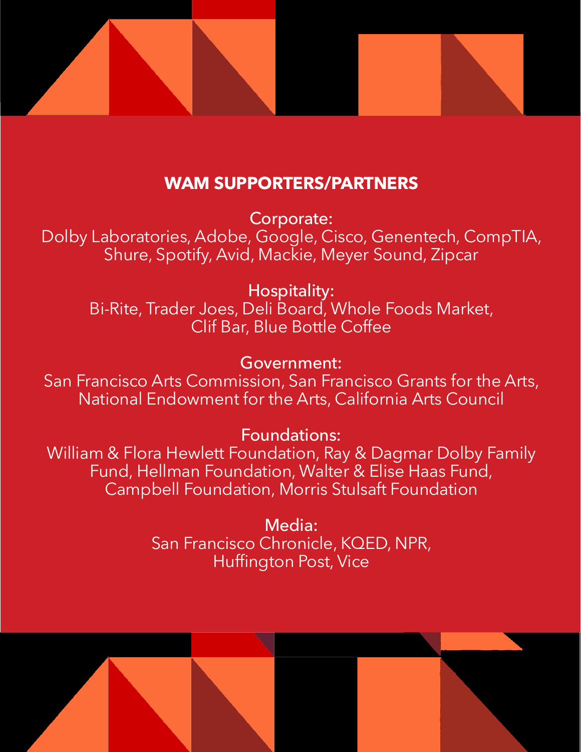## WAM SUPPORTERS/PARTNERS

Corporate:
Dolby Laboratories, Adobe, Google, Cisco, Genentech, CompTIA, Shure, Spotify, Avid, Mackie, Meyer Sound, Zipcar

Hospitality:
Bi-Rite, Trader Joes, Deli Board, Whole Foods Market, Clif Bar, Blue Bottle Coffee

Government:
San Francisco Arts Commission, San Francisco Grants for the Arts, National Endowment for the Arts, California Arts Council

Foundations:
William & Flora Hewlett Foundation, Ray & Dagmar Dolby Family Fund, Hellman Foundation, Walter & Elise Haas Fund, Campbell Foundation, Morris Stulsaft Foundation

Media:
San Francisco Chronicle, KQED, NPR, Huffington Post, Vice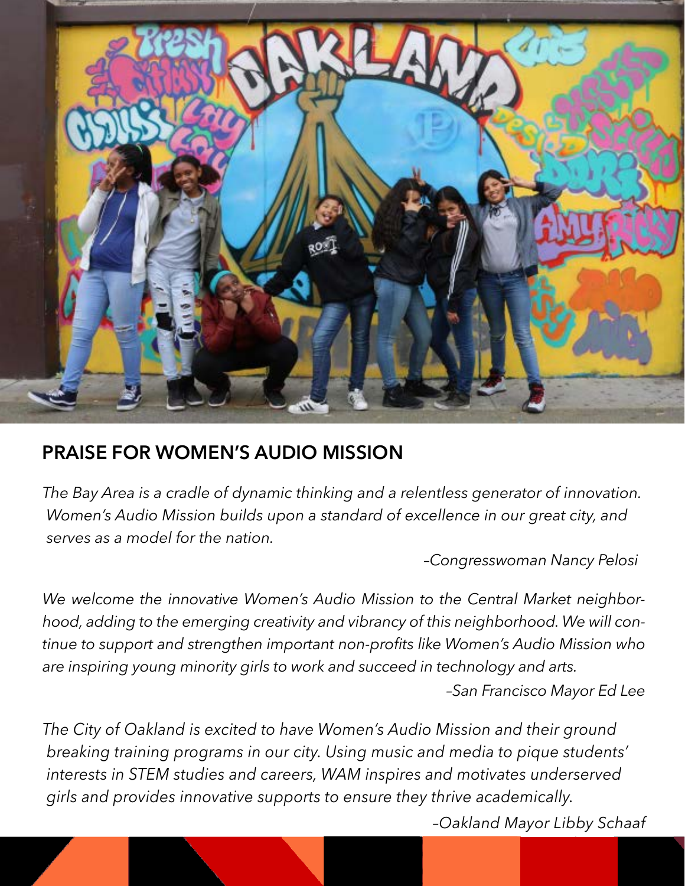## PRAISE FOR WOMEN'S AUDIO MISSION

*The Bay Area is a cradle of dynamic thinking and a relentless generator of innovation. Women's Audio Mission builds upon a standard of excellence in our great city, and serves as a model for the nation.*

*–Congresswoman Nancy Pelosi*

*We welcome the innovative Women's Audio Mission to the Central Market neighborhood, adding to the emerging creativity and vibrancy of this neighborhood. We will continue to support and strengthen important non-profits like Women's Audio Mission who are inspiring young minority girls to work and succeed in technology and arts.*

*–San Francisco Mayor Ed Lee*

*The City of Oakland is excited to have Women's Audio Mission and their ground breaking training programs in our city. Using music and media to pique students' interests in STEM studies and careers, WAM inspires and motivates underserved girls and provides innovative supports to ensure they thrive academically.*

*–Oakland Mayor Libby Schaaf*